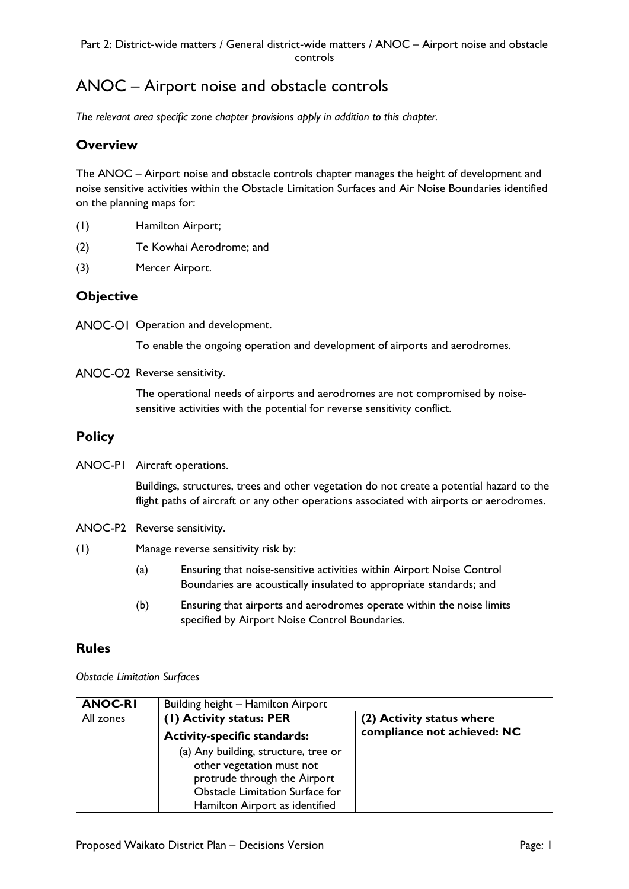# ANOC – Airport noise and obstacle controls

*The relevant area specific zone chapter provisions apply in addition to this chapter.*

## Overview

The ANOC – Airport noise and obstacle controls chapter manages the height of development and noise sensitive activities within the Obstacle Limitation Surfaces and Air Noise Boundaries identified on the planning maps for:

(1) Hamilton Airport;

(2) Te Kowhai Aerodrome; and

(3) Mercer Airport.

## Objective

ANOC-O1 Operation and development.

To enable the ongoing operation and development of airports and aerodromes.

ANOC-O2 Reverse sensitivity.

The operational needs of airports and aerodromes are not compromised by noise-sensitive activities with the potential for reverse sensitivity conflict.

## Policy

ANOC-P1 Aircraft operations.

Buildings, structures, trees and other vegetation do not create a potential hazard to the flight paths of aircraft or any other operations associated with airports or aerodromes.

ANOC-P2 Reverse sensitivity.

(1) Manage reverse sensitivity risk by:

(a) Ensuring that noise-sensitive activities within Airport Noise Control Boundaries are acoustically insulated to appropriate standards; and

(b) Ensuring that airports and aerodromes operate within the noise limits specified by Airport Noise Control Boundaries.

## Rules

*Obstacle Limitation Surfaces*

| **ANOC-R1** | Building height – Hamilton Airport | |
|---|---|---|
| All zones | **(1) Activity status: PER**<br>**Activity-specific standards:**<br>(a) Any building, structure, tree or other vegetation must not protrude through the Airport Obstacle Limitation Surface for Hamilton Airport as identified | **(2) Activity status where compliance not achieved: NC** |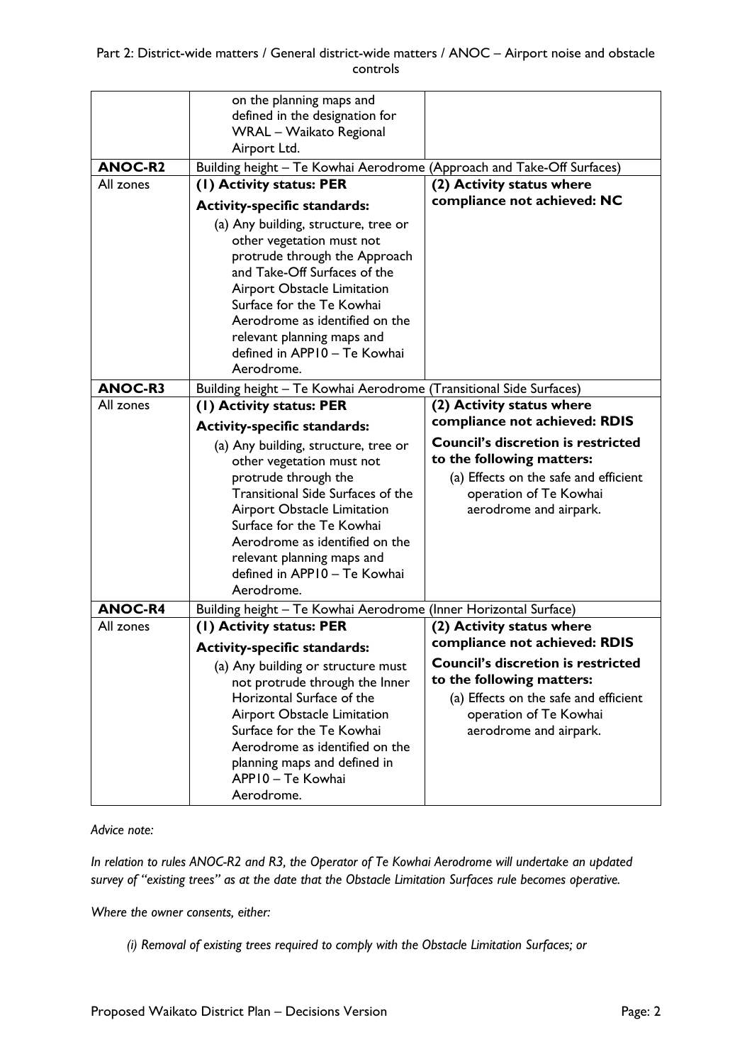| | | |
|---|---|---|
| | on the planning maps and defined in the designation for WRAL – Waikato Regional Airport Ltd. | |
| **ANOC-R2** | Building height – Te Kowhai Aerodrome (Approach and Take-Off Surfaces) | |
| All zones | **(1) Activity status: PER**<br>**Activity-specific standards:**<br>(a) Any building, structure, tree or other vegetation must not protrude through the Approach and Take-Off Surfaces of the Airport Obstacle Limitation Surface for the Te Kowhai Aerodrome as identified on the relevant planning maps and defined in APP10 – Te Kowhai Aerodrome. | **(2) Activity status where compliance not achieved: NC** |
| **ANOC-R3** | Building height – Te Kowhai Aerodrome (Transitional Side Surfaces) | |
| All zones | **(1) Activity status: PER**<br>**Activity-specific standards:**<br>(a) Any building, structure, tree or other vegetation must not protrude through the Transitional Side Surfaces of the Airport Obstacle Limitation Surface for the Te Kowhai Aerodrome as identified on the relevant planning maps and defined in APP10 – Te Kowhai Aerodrome. | **(2) Activity status where compliance not achieved: RDIS**<br>**Council's discretion is restricted to the following matters:**<br>(a) Effects on the safe and efficient operation of Te Kowhai aerodrome and airpark. |
| **ANOC-R4** | Building height – Te Kowhai Aerodrome (Inner Horizontal Surface) | |
| All zones | **(1) Activity status: PER**<br>**Activity-specific standards:**<br>(a) Any building or structure must not protrude through the Inner Horizontal Surface of the Airport Obstacle Limitation Surface for the Te Kowhai Aerodrome as identified on the planning maps and defined in APP10 – Te Kowhai Aerodrome. | **(2) Activity status where compliance not achieved: RDIS**<br>**Council's discretion is restricted to the following matters:**<br>(a) Effects on the safe and efficient operation of Te Kowhai aerodrome and airpark. |

*Advice note:*

*In relation to rules ANOC-R2 and R3, the Operator of Te Kowhai Aerodrome will undertake an updated survey of "existing trees" as at the date that the Obstacle Limitation Surfaces rule becomes operative.*

*Where the owner consents, either:*

*(i) Removal of existing trees required to comply with the Obstacle Limitation Surfaces; or*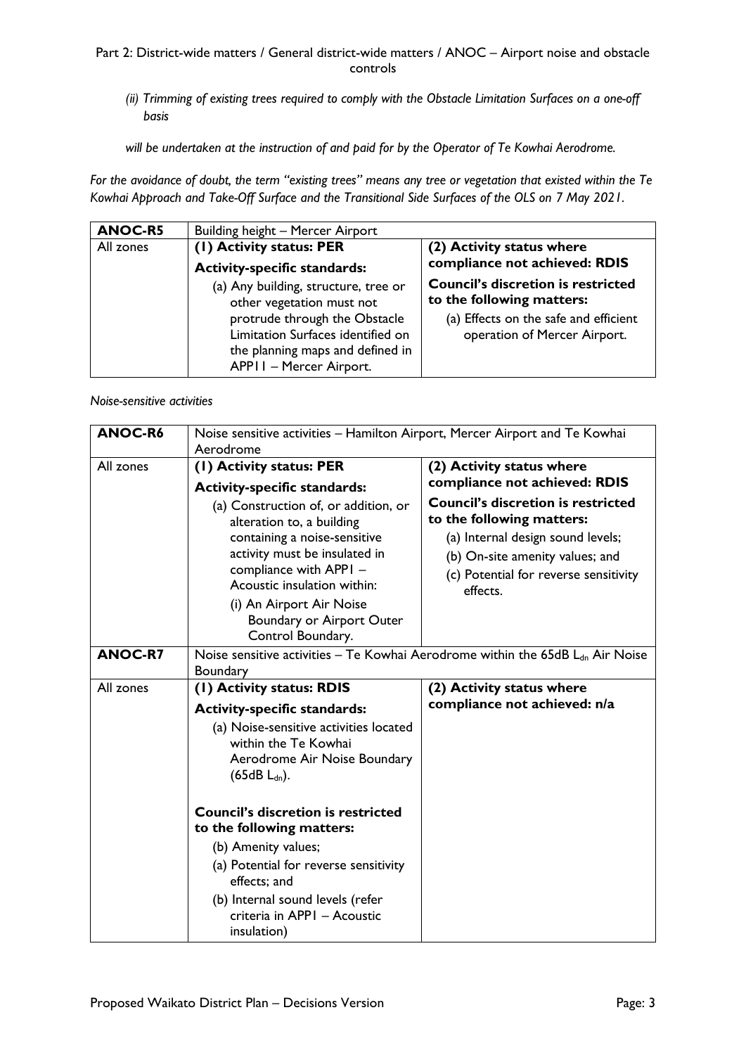*(ii) Trimming of existing trees required to comply with the Obstacle Limitation Surfaces on a one-off basis*

*will be undertaken at the instruction of and paid for by the Operator of Te Kowhai Aerodrome.*

*For the avoidance of doubt, the term "existing trees" means any tree or vegetation that existed within the Te Kowhai Approach and Take-Off Surface and the Transitional Side Surfaces of the OLS on 7 May 2021.*

| **ANOC-R5** | Building height – Mercer Airport | |
|---|---|---|
| All zones | **(1) Activity status: PER**<br>**Activity-specific standards:**<br>(a) Any building, structure, tree or other vegetation must not protrude through the Obstacle Limitation Surfaces identified on the planning maps and defined in APP11 – Mercer Airport. | **(2) Activity status where compliance not achieved: RDIS**<br>**Council's discretion is restricted to the following matters:**<br>(a) Effects on the safe and efficient operation of Mercer Airport. |

*Noise-sensitive activities*

| **ANOC-R6** | Noise sensitive activities – Hamilton Airport, Mercer Airport and Te Kowhai Aerodrome | |
|---|---|---|
| All zones | **(1) Activity status: PER**<br>**Activity-specific standards:**<br>(a) Construction of, or addition, or alteration to, a building containing a noise-sensitive activity must be insulated in compliance with APP1 – Acoustic insulation within:<br>(i) An Airport Air Noise Boundary or Airport Outer Control Boundary. | **(2) Activity status where compliance not achieved: RDIS**<br>**Council's discretion is restricted to the following matters:**<br>(a) Internal design sound levels;<br>(b) On-site amenity values; and<br>(c) Potential for reverse sensitivity effects. |
| **ANOC-R7** | Noise sensitive activities – Te Kowhai Aerodrome within the 65dB $L_{dn}$ Air Noise Boundary | |
| All zones | **(1) Activity status: RDIS**<br>**Activity-specific standards:**<br>(a) Noise-sensitive activities located within the Te Kowhai Aerodrome Air Noise Boundary (65dB $L_{dn}$).<br><br>**Council's discretion is restricted to the following matters:**<br>(b) Amenity values;<br>(a) Potential for reverse sensitivity effects; and<br>(b) Internal sound levels (refer criteria in APP1 – Acoustic insulation) | **(2) Activity status where compliance not achieved: n/a** |